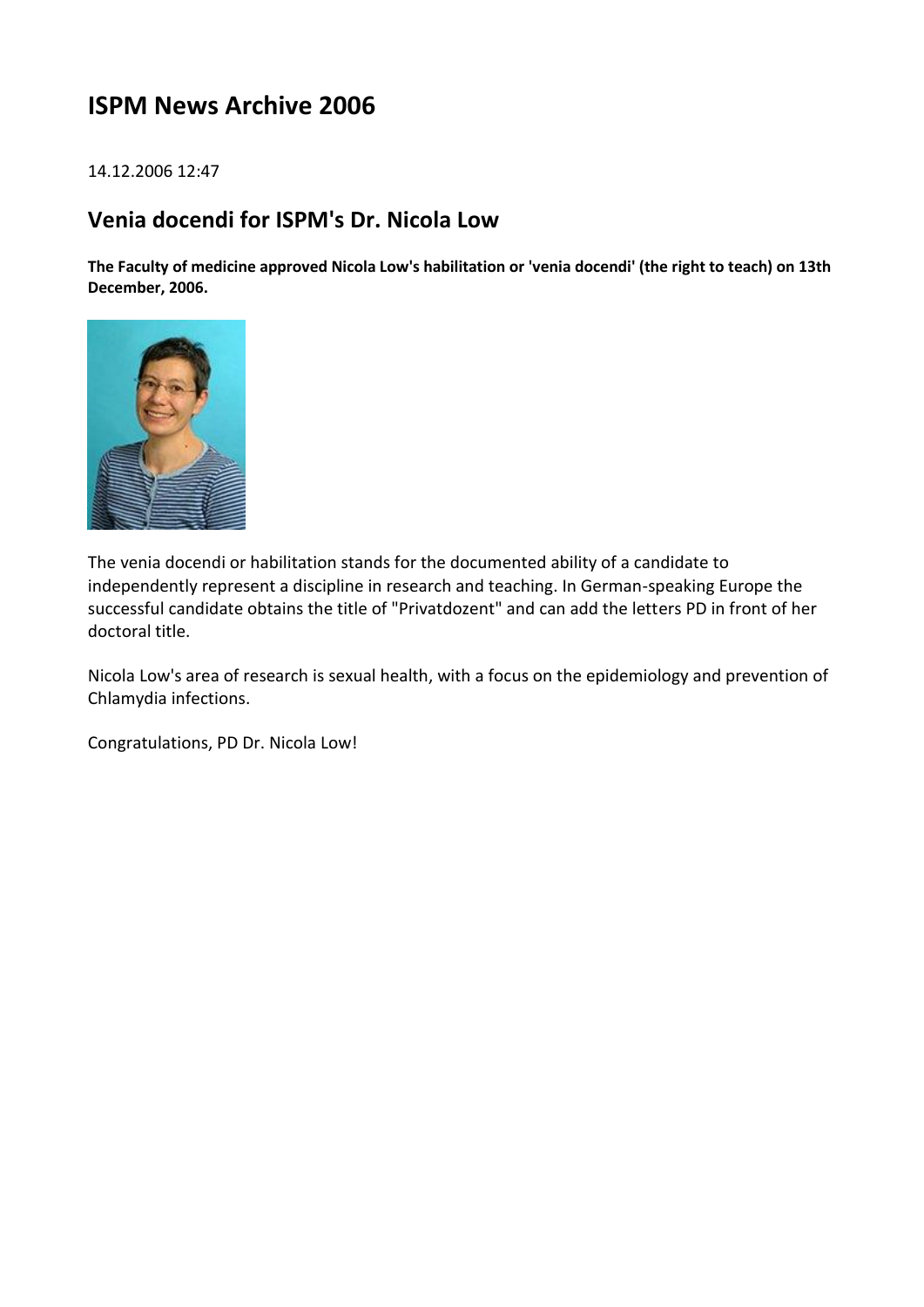# ISPM News Archive 2006

14.12.2006 12:47

## Venia docendi for ISPM's Dr. Nicola Low

**The Faculty of medicine approved Nicola Low's habilitation or 'venia docendi' (the right to teach) on 13th December, 2006.**

The venia docendi or habilitation stands for the documented ability of a candidate to independently represent a discipline in research and teaching. In German-speaking Europe the successful candidate obtains the title of "Privatdozent" and can add the letters PD in front of her doctoral title.

Nicola Low's area of research is sexual health, with a focus on the epidemiology and prevention of Chlamydia infections.

Congratulations, PD Dr. Nicola Low!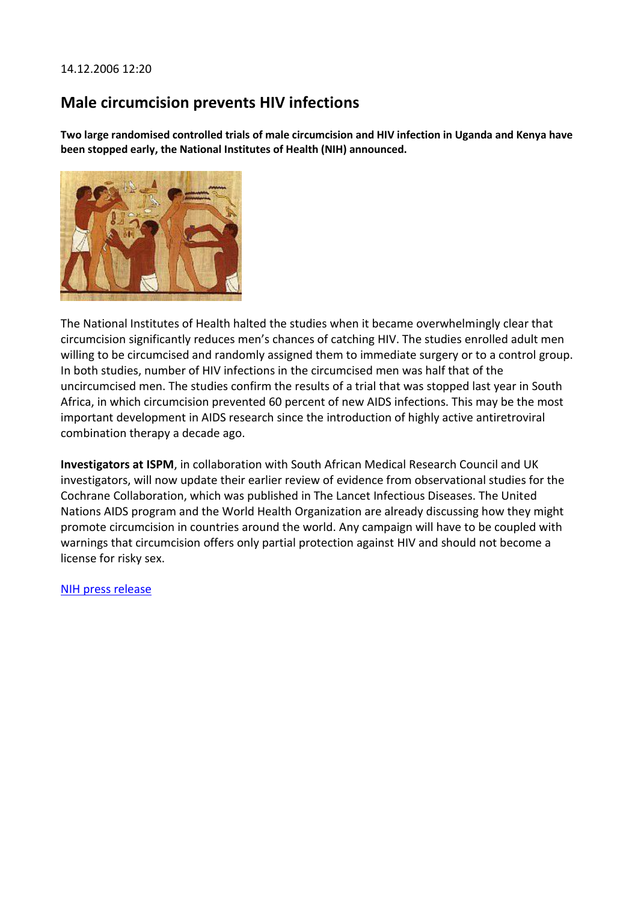14.12.2006 12:20

## Male circumcision prevents HIV infections

**Two large randomised controlled trials of male circumcision and HIV infection in Uganda and Kenya have been stopped early, the National Institutes of Health (NIH) announced.**

The National Institutes of Health halted the studies when it became overwhelmingly clear that circumcision significantly reduces men's chances of catching HIV. The studies enrolled adult men willing to be circumcised and randomly assigned them to immediate surgery or to a control group. In both studies, number of HIV infections in the circumcised men was half that of the uncircumcised men. The studies confirm the results of a trial that was stopped last year in South Africa, in which circumcision prevented 60 percent of new AIDS infections. This may be the most important development in AIDS research since the introduction of highly active antiretroviral combination therapy a decade ago.

**Investigators at ISPM**, in collaboration with South African Medical Research Council and UK investigators, will now update their earlier review of evidence from observational studies for the Cochrane Collaboration, which was published in The Lancet Infectious Diseases. The United Nations AIDS program and the World Health Organization are already discussing how they might promote circumcision in countries around the world. Any campaign will have to be coupled with warnings that circumcision offers only partial protection against HIV and should not become a license for risky sex.

NIH press release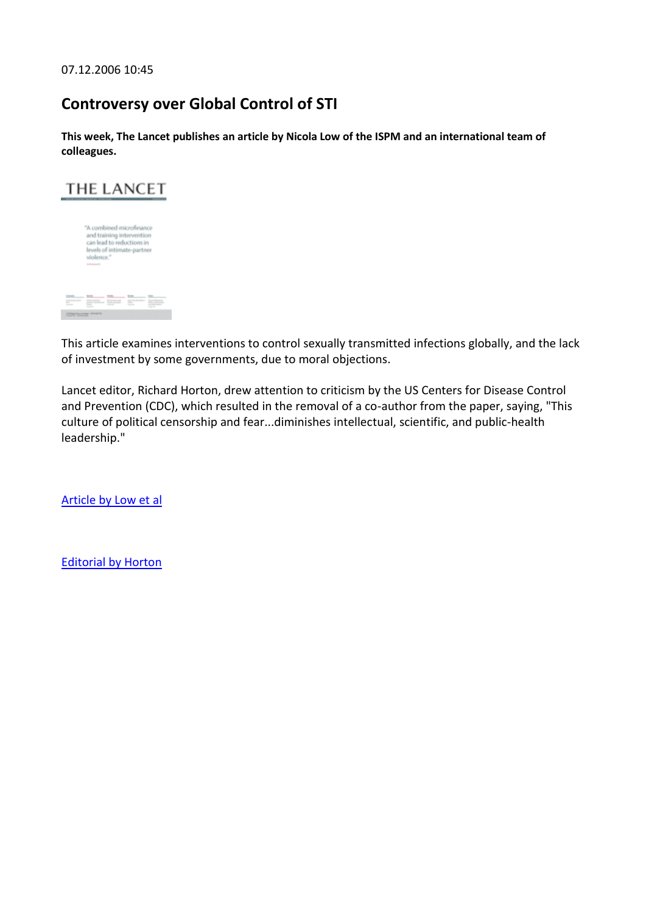07.12.2006 10:45

## Controversy over Global Control of STI

**This week, The Lancet publishes an article by Nicola Low of the ISPM and an international team of colleagues.**

This article examines interventions to control sexually transmitted infections globally, and the lack of investment by some governments, due to moral objections.

Lancet editor, Richard Horton, drew attention to criticism by the US Centers for Disease Control and Prevention (CDC), which resulted in the removal of a co-author from the paper, saying, "This culture of political censorship and fear...diminishes intellectual, scientific, and public-health leadership."

Article by Low et al

Editorial by Horton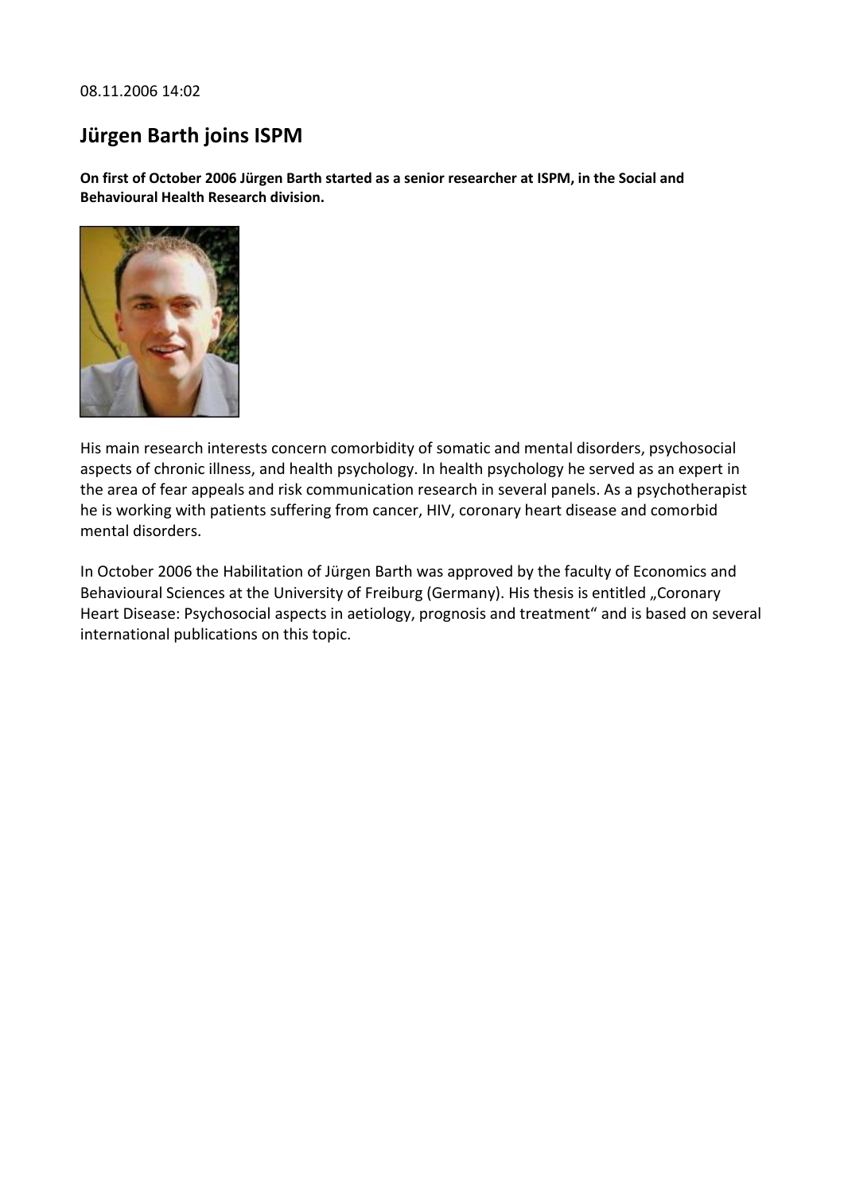08.11.2006 14:02

## Jürgen Barth joins ISPM

**On first of October 2006 Jürgen Barth started as a senior researcher at ISPM, in the Social and Behavioural Health Research division.**

His main research interests concern comorbidity of somatic and mental disorders, psychosocial aspects of chronic illness, and health psychology. In health psychology he served as an expert in the area of fear appeals and risk communication research in several panels. As a psychotherapist he is working with patients suffering from cancer, HIV, coronary heart disease and comorbid mental disorders.

In October 2006 the Habilitation of Jürgen Barth was approved by the faculty of Economics and Behavioural Sciences at the University of Freiburg (Germany). His thesis is entitled „Coronary Heart Disease: Psychosocial aspects in aetiology, prognosis and treatment" and is based on several international publications on this topic.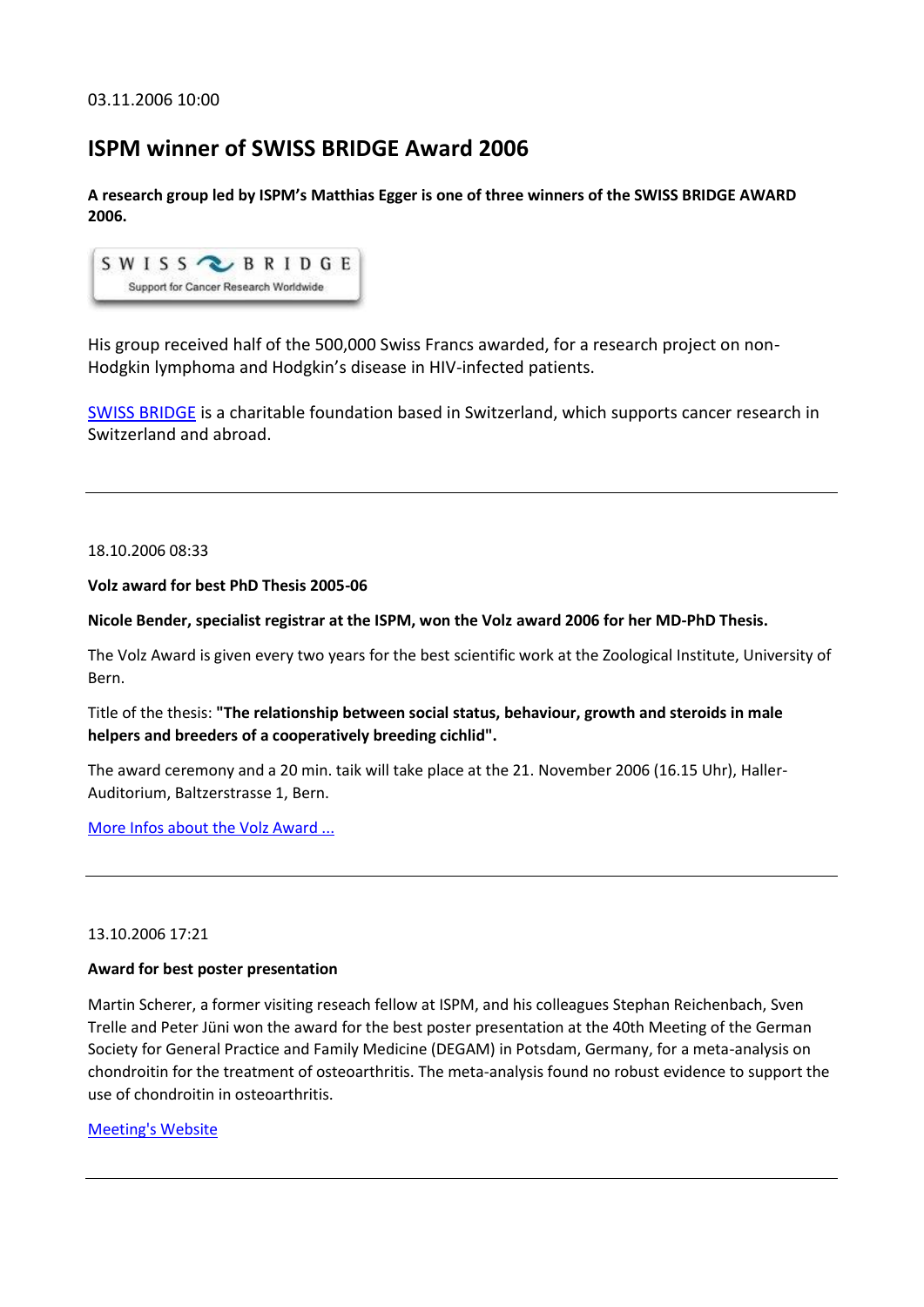03.11.2006 10:00

## ISPM winner of SWISS BRIDGE Award 2006

**A research group led by ISPM's Matthias Egger is one of three winners of the SWISS BRIDGE AWARD 2006.**

His group received half of the 500,000 Swiss Francs awarded, for a research project on non-Hodgkin lymphoma and Hodgkin's disease in HIV-infected patients.

SWISS BRIDGE is a charitable foundation based in Switzerland, which supports cancer research in Switzerland and abroad.

---

18.10.2006 08:33

**Volz award for best PhD Thesis 2005-06**

**Nicole Bender, specialist registrar at the ISPM, won the Volz award 2006 for her MD-PhD Thesis.**

The Volz Award is given every two years for the best scientific work at the Zoological Institute, University of Bern.

Title of the thesis: **"The relationship between social status, behaviour, growth and steroids in male helpers and breeders of a cooperatively breeding cichlid".**

The award ceremony and a 20 min. taik will take place at the 21. November 2006 (16.15 Uhr), Haller-Auditorium, Baltzerstrasse 1, Bern.

More Infos about the Volz Award ...

---

13.10.2006 17:21

**Award for best poster presentation**

Martin Scherer, a former visiting reseach fellow at ISPM, and his colleagues Stephan Reichenbach, Sven Trelle and Peter Jüni won the award for the best poster presentation at the 40th Meeting of the German Society for General Practice and Family Medicine (DEGAM) in Potsdam, Germany, for a meta-analysis on chondroitin for the treatment of osteoarthritis. The meta-analysis found no robust evidence to support the use of chondroitin in osteoarthritis.

Meeting's Website

---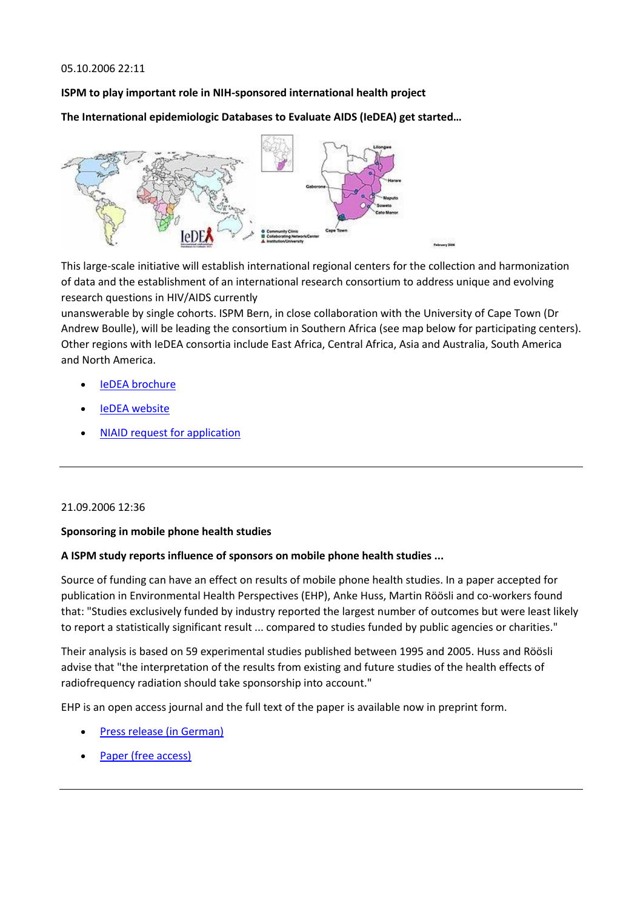05.10.2006 22:11

**ISPM to play important role in NIH-sponsored international health project**

**The International epidemiologic Databases to Evaluate AIDS (IeDEA) get started…**

This large-scale initiative will establish international regional centers for the collection and harmonization of data and the establishment of an international research consortium to address unique and evolving research questions in HIV/AIDS currently
unanswerable by single cohorts. ISPM Bern, in close collaboration with the University of Cape Town (Dr Andrew Boulle), will be leading the consortium in Southern Africa (see map below for participating centers). Other regions with IeDEA consortia include East Africa, Central Africa, Asia and Australia, South America and North America.

- IeDEA brochure
- IeDEA website
- NIAID request for application

---

21.09.2006 12:36

**Sponsoring in mobile phone health studies**

**A ISPM study reports influence of sponsors on mobile phone health studies ...**

Source of funding can have an effect on results of mobile phone health studies. In a paper accepted for publication in Environmental Health Perspectives (EHP), Anke Huss, Martin Röösli and co-workers found that: "Studies exclusively funded by industry reported the largest number of outcomes but were least likely to report a statistically significant result ... compared to studies funded by public agencies or charities."

Their analysis is based on 59 experimental studies published between 1995 and 2005. Huss and Röösli advise that "the interpretation of the results from existing and future studies of the health effects of radiofrequency radiation should take sponsorship into account."

EHP is an open access journal and the full text of the paper is available now in preprint form.

- Press release (in German)
- Paper (free access)

---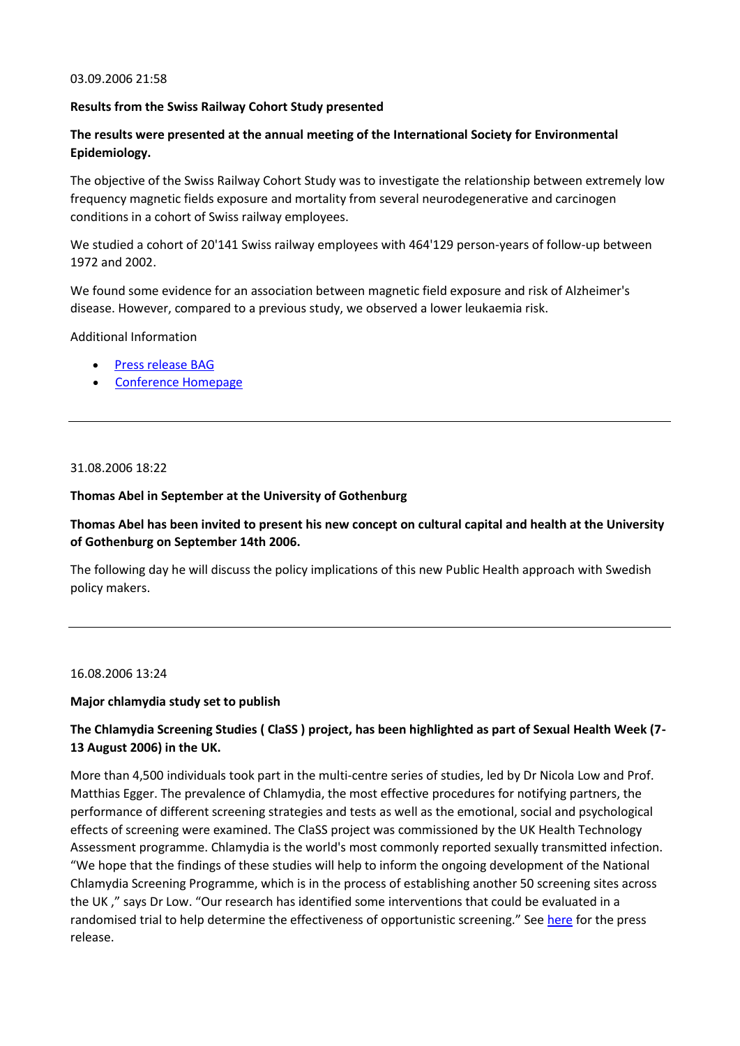03.09.2006 21:58

**Results from the Swiss Railway Cohort Study presented**

**The results were presented at the annual meeting of the International Society for Environmental Epidemiology.**

The objective of the Swiss Railway Cohort Study was to investigate the relationship between extremely low frequency magnetic fields exposure and mortality from several neurodegenerative and carcinogen conditions in a cohort of Swiss railway employees.

We studied a cohort of 20'141 Swiss railway employees with 464'129 person-years of follow-up between 1972 and 2002.

We found some evidence for an association between magnetic field exposure and risk of Alzheimer's disease. However, compared to a previous study, we observed a lower leukaemia risk.

Additional Information

- Press release BAG
- Conference Homepage

---

31.08.2006 18:22

**Thomas Abel in September at the University of Gothenburg**

**Thomas Abel has been invited to present his new concept on cultural capital and health at the University of Gothenburg on September 14th 2006.**

The following day he will discuss the policy implications of this new Public Health approach with Swedish policy makers.

---

16.08.2006 13:24

**Major chlamydia study set to publish**

**The Chlamydia Screening Studies ( ClaSS ) project, has been highlighted as part of Sexual Health Week (7-13 August 2006) in the UK.**

More than 4,500 individuals took part in the multi-centre series of studies, led by Dr Nicola Low and Prof. Matthias Egger. The prevalence of Chlamydia, the most effective procedures for notifying partners, the performance of different screening strategies and tests as well as the emotional, social and psychological effects of screening were examined. The ClaSS project was commissioned by the UK Health Technology Assessment programme. Chlamydia is the world's most commonly reported sexually transmitted infection. "We hope that the findings of these studies will help to inform the ongoing development of the National Chlamydia Screening Programme, which is in the process of establishing another 50 screening sites across the UK ," says Dr Low. "Our research has identified some interventions that could be evaluated in a randomised trial to help determine the effectiveness of opportunistic screening." See here for the press release.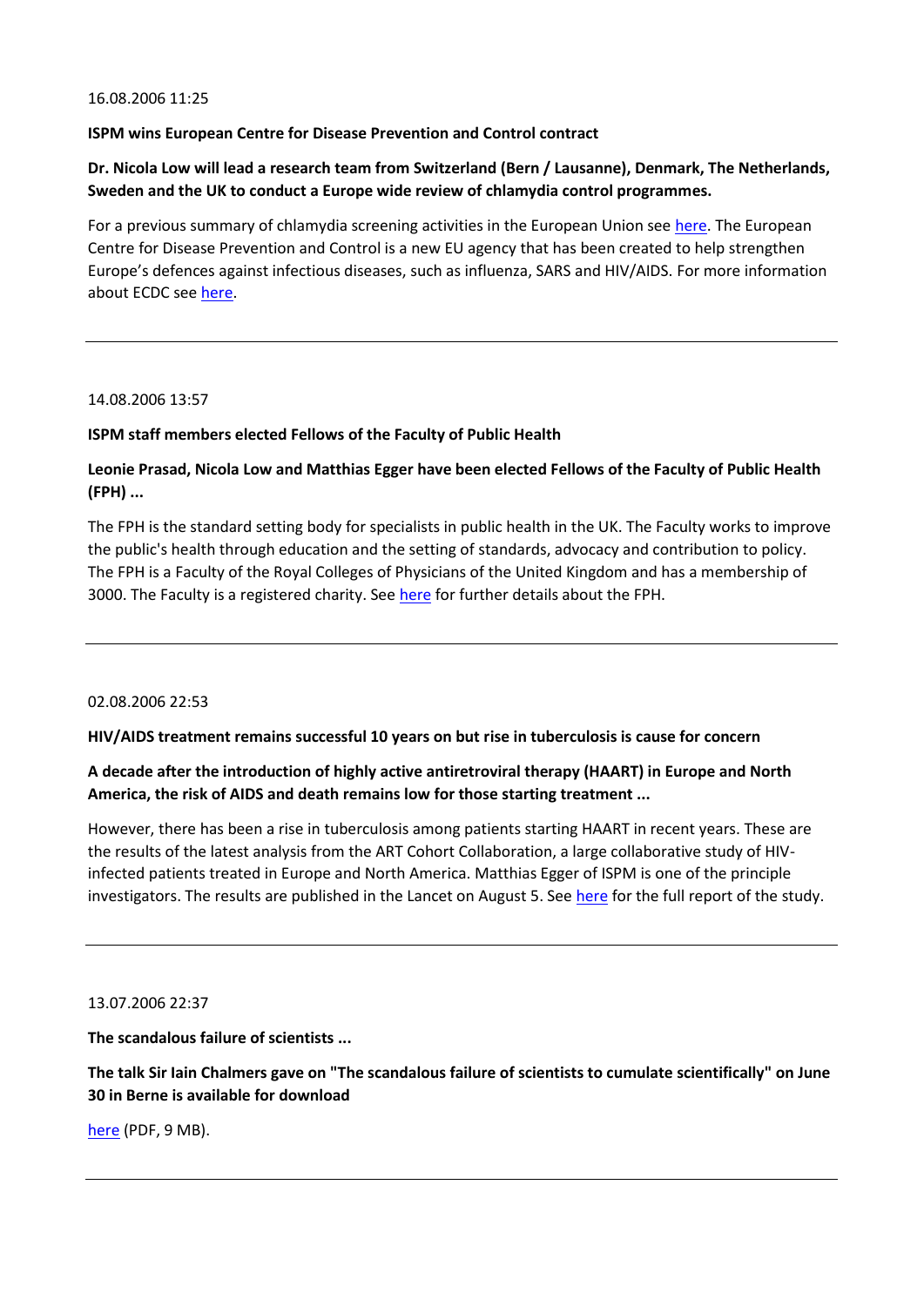16.08.2006 11:25

**ISPM wins European Centre for Disease Prevention and Control contract**

**Dr. Nicola Low will lead a research team from Switzerland (Bern / Lausanne), Denmark, The Netherlands, Sweden and the UK to conduct a Europe wide review of chlamydia control programmes.**

For a previous summary of chlamydia screening activities in the European Union see here. The European Centre for Disease Prevention and Control is a new EU agency that has been created to help strengthen Europe's defences against infectious diseases, such as influenza, SARS and HIV/AIDS. For more information about ECDC see here.

---

14.08.2006 13:57

**ISPM staff members elected Fellows of the Faculty of Public Health**

**Leonie Prasad, Nicola Low and Matthias Egger have been elected Fellows of the Faculty of Public Health (FPH) ...**

The FPH is the standard setting body for specialists in public health in the UK. The Faculty works to improve the public's health through education and the setting of standards, advocacy and contribution to policy. The FPH is a Faculty of the Royal Colleges of Physicians of the United Kingdom and has a membership of 3000. The Faculty is a registered charity. See here for further details about the FPH.

---

02.08.2006 22:53

**HIV/AIDS treatment remains successful 10 years on but rise in tuberculosis is cause for concern**

**A decade after the introduction of highly active antiretroviral therapy (HAART) in Europe and North America, the risk of AIDS and death remains low for those starting treatment ...**

However, there has been a rise in tuberculosis among patients starting HAART in recent years. These are the results of the latest analysis from the ART Cohort Collaboration, a large collaborative study of HIV-infected patients treated in Europe and North America. Matthias Egger of ISPM is one of the principle investigators. The results are published in the Lancet on August 5. See here for the full report of the study.

---

13.07.2006 22:37

**The scandalous failure of scientists ...**

**The talk Sir Iain Chalmers gave on "The scandalous failure of scientists to cumulate scientifically" on June 30 in Berne is available for download**

here (PDF, 9 MB).

---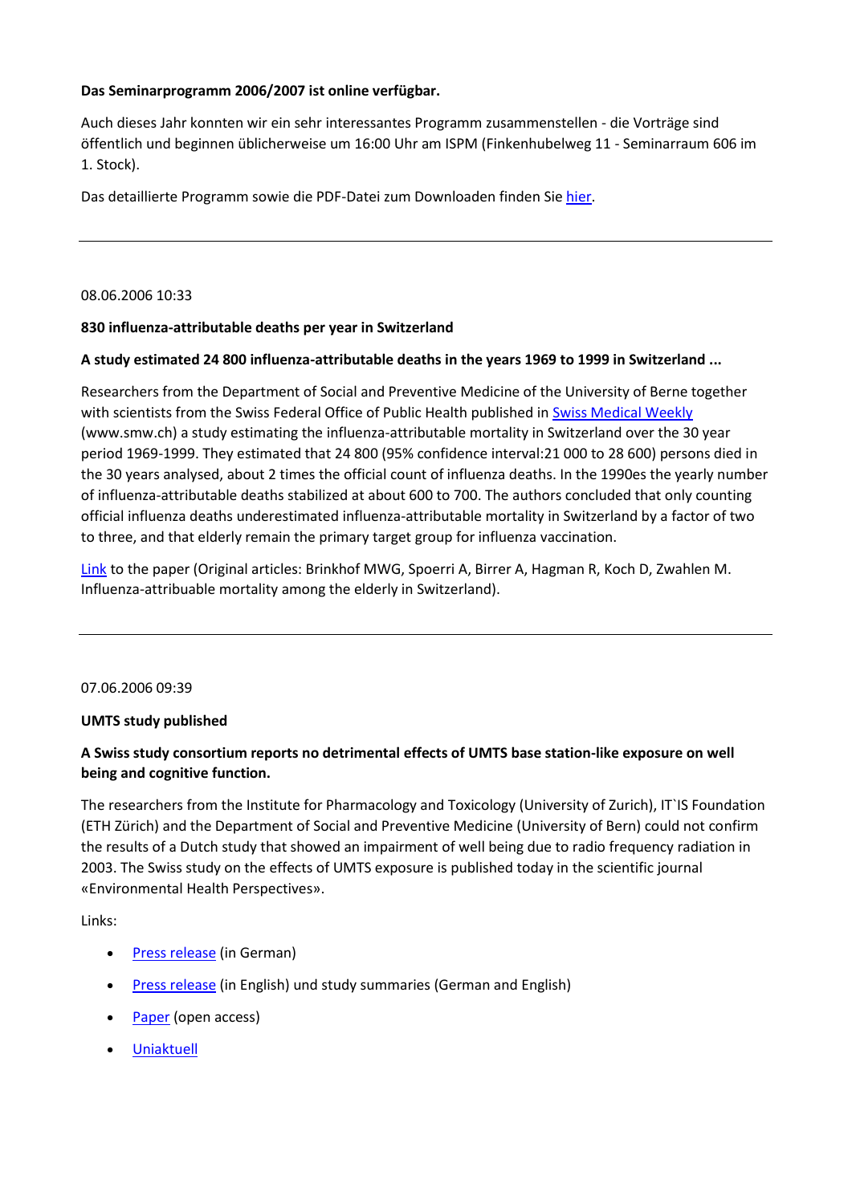**Das Seminarprogramm 2006/2007 ist online verfügbar.**

Auch dieses Jahr konnten wir ein sehr interessantes Programm zusammenstellen - die Vorträge sind öffentlich und beginnen üblicherweise um 16:00 Uhr am ISPM (Finkenhubelweg 11 - Seminarraum 606 im 1. Stock).

Das detaillierte Programm sowie die PDF-Datei zum Downloaden finden Sie hier.

---

08.06.2006 10:33

**830 influenza-attributable deaths per year in Switzerland**

**A study estimated 24 800 influenza-attributable deaths in the years 1969 to 1999 in Switzerland ...**

Researchers from the Department of Social and Preventive Medicine of the University of Berne together with scientists from the Swiss Federal Office of Public Health published in Swiss Medical Weekly (www.smw.ch) a study estimating the influenza-attributable mortality in Switzerland over the 30 year period 1969-1999. They estimated that 24 800 (95% confidence interval:21 000 to 28 600) persons died in the 30 years analysed, about 2 times the official count of influenza deaths. In the 1990es the yearly number of influenza-attributable deaths stabilized at about 600 to 700. The authors concluded that only counting official influenza deaths underestimated influenza-attributable mortality in Switzerland by a factor of two to three, and that elderly remain the primary target group for influenza vaccination.

Link to the paper (Original articles: Brinkhof MWG, Spoerri A, Birrer A, Hagman R, Koch D, Zwahlen M. Influenza-attribuable mortality among the elderly in Switzerland).

---

07.06.2006 09:39

**UMTS study published**

**A Swiss study consortium reports no detrimental effects of UMTS base station-like exposure on well being and cognitive function.**

The researchers from the Institute for Pharmacology and Toxicology (University of Zurich), IT`IS Foundation (ETH Zürich) and the Department of Social and Preventive Medicine (University of Bern) could not confirm the results of a Dutch study that showed an impairment of well being due to radio frequency radiation in 2003. The Swiss study on the effects of UMTS exposure is published today in the scientific journal «Environmental Health Perspectives».

Links:

- Press release (in German)
- Press release (in English) und study summaries (German and English)
- Paper (open access)
- Uniaktuell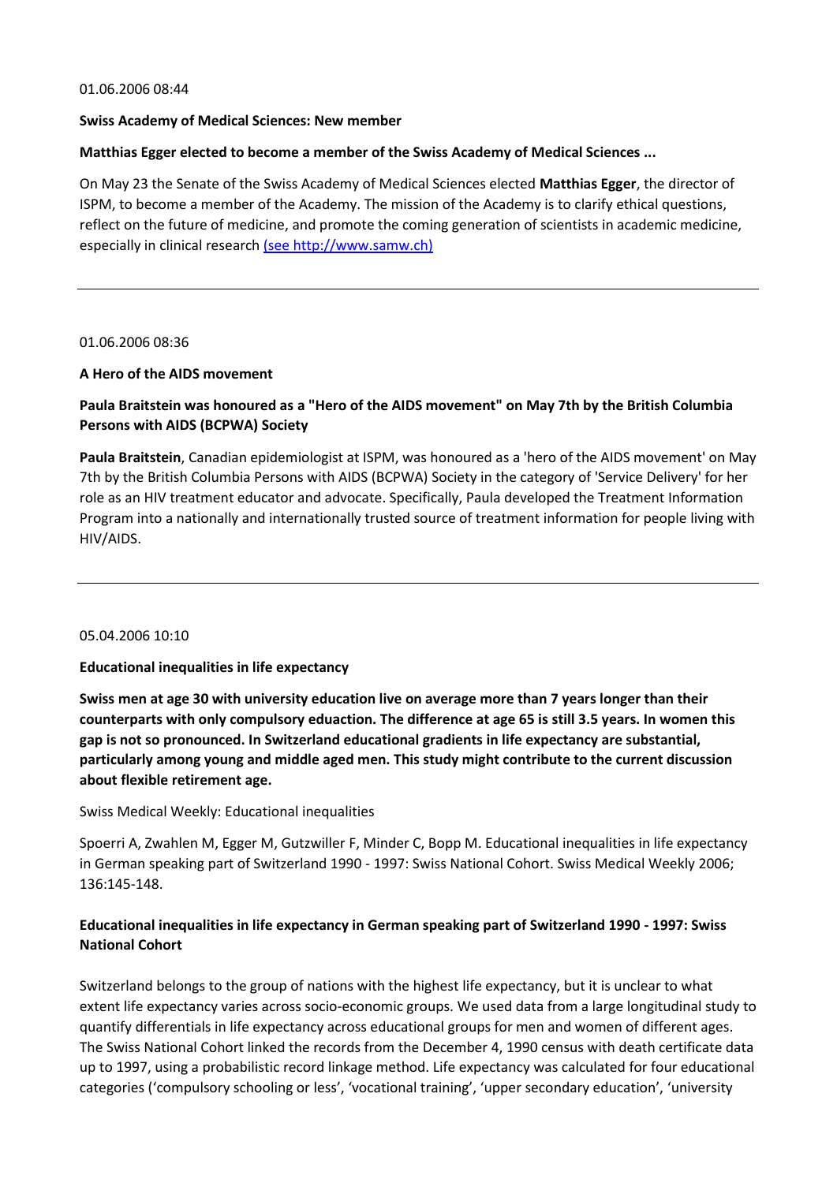01.06.2006 08:44

**Swiss Academy of Medical Sciences: New member**

**Matthias Egger elected to become a member of the Swiss Academy of Medical Sciences ...**

On May 23 the Senate of the Swiss Academy of Medical Sciences elected **Matthias Egger**, the director of ISPM, to become a member of the Academy. The mission of the Academy is to clarify ethical questions, reflect on the future of medicine, and promote the coming generation of scientists in academic medicine, especially in clinical research [(see http://www.samw.ch)](http://www.samw.ch)

---

01.06.2006 08:36

**A Hero of the AIDS movement**

**Paula Braitstein was honoured as a "Hero of the AIDS movement" on May 7th by the British Columbia Persons with AIDS (BCPWA) Society**

**Paula Braitstein**, Canadian epidemiologist at ISPM, was honoured as a 'hero of the AIDS movement' on May 7th by the British Columbia Persons with AIDS (BCPWA) Society in the category of 'Service Delivery' for her role as an HIV treatment educator and advocate. Specifically, Paula developed the Treatment Information Program into a nationally and internationally trusted source of treatment information for people living with HIV/AIDS.

---

05.04.2006 10:10

**Educational inequalities in life expectancy**

**Swiss men at age 30 with university education live on average more than 7 years longer than their counterparts with only compulsory eduaction. The difference at age 65 is still 3.5 years. In women this gap is not so pronounced. In Switzerland educational gradients in life expectancy are substantial, particularly among young and middle aged men. This study might contribute to the current discussion about flexible retirement age.**

Swiss Medical Weekly: Educational inequalities

Spoerri A, Zwahlen M, Egger M, Gutzwiller F, Minder C, Bopp M. Educational inequalities in life expectancy in German speaking part of Switzerland 1990 - 1997: Swiss National Cohort. Swiss Medical Weekly 2006; 136:145-148.

**Educational inequalities in life expectancy in German speaking part of Switzerland 1990 - 1997: Swiss National Cohort**

Switzerland belongs to the group of nations with the highest life expectancy, but it is unclear to what extent life expectancy varies across socio-economic groups. We used data from a large longitudinal study to quantify differentials in life expectancy across educational groups for men and women of different ages. The Swiss National Cohort linked the records from the December 4, 1990 census with death certificate data up to 1997, using a probabilistic record linkage method. Life expectancy was calculated for four educational categories ('compulsory schooling or less', 'vocational training', 'upper secondary education', 'university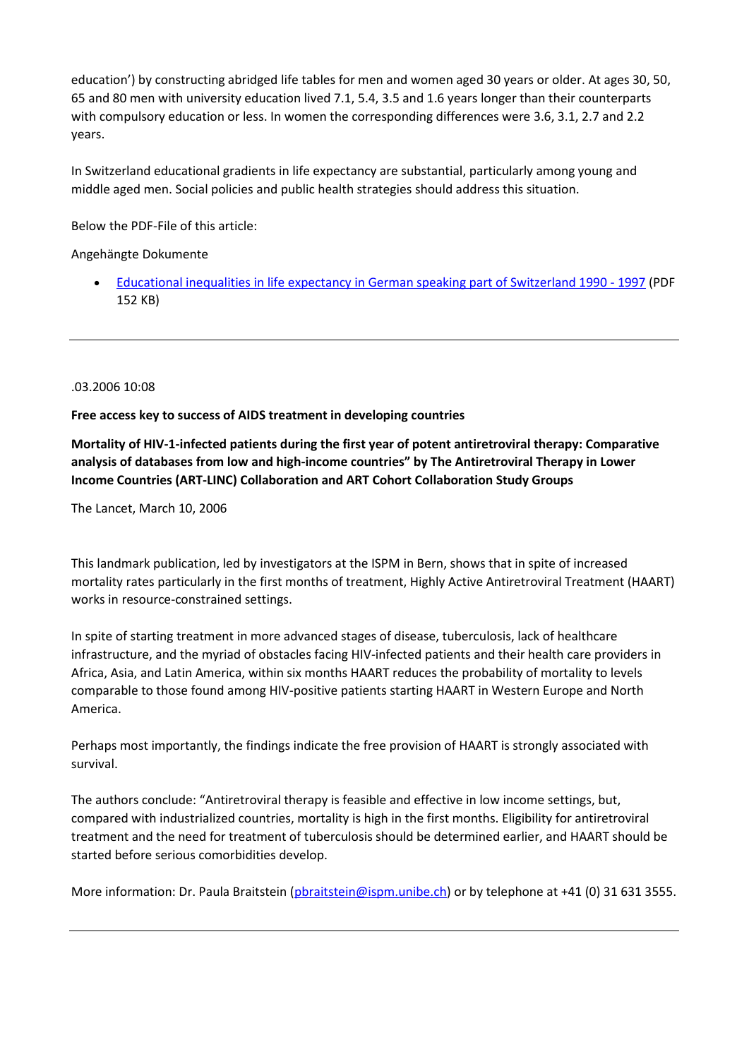education') by constructing abridged life tables for men and women aged 30 years or older. At ages 30, 50, 65 and 80 men with university education lived 7.1, 5.4, 3.5 and 1.6 years longer than their counterparts with compulsory education or less. In women the corresponding differences were 3.6, 3.1, 2.7 and 2.2 years.

In Switzerland educational gradients in life expectancy are substantial, particularly among young and middle aged men. Social policies and public health strategies should address this situation.

Below the PDF-File of this article:

Angehängte Dokumente

- [Educational inequalities in life expectancy in German speaking part of Switzerland 1990 - 1997]() (PDF 152 KB)

---

.03.2006 10:08

**Free access key to success of AIDS treatment in developing countries**

**Mortality of HIV-1-infected patients during the first year of potent antiretroviral therapy: Comparative analysis of databases from low and high-income countries" by The Antiretroviral Therapy in Lower Income Countries (ART-LINC) Collaboration and ART Cohort Collaboration Study Groups**

The Lancet, March 10, 2006

This landmark publication, led by investigators at the ISPM in Bern, shows that in spite of increased mortality rates particularly in the first months of treatment, Highly Active Antiretroviral Treatment (HAART) works in resource-constrained settings.

In spite of starting treatment in more advanced stages of disease, tuberculosis, lack of healthcare infrastructure, and the myriad of obstacles facing HIV-infected patients and their health care providers in Africa, Asia, and Latin America, within six months HAART reduces the probability of mortality to levels comparable to those found among HIV-positive patients starting HAART in Western Europe and North America.

Perhaps most importantly, the findings indicate the free provision of HAART is strongly associated with survival.

The authors conclude: "Antiretroviral therapy is feasible and effective in low income settings, but, compared with industrialized countries, mortality is high in the first months. Eligibility for antiretroviral treatment and the need for treatment of tuberculosis should be determined earlier, and HAART should be started before serious comorbidities develop.

More information: Dr. Paula Braitstein (pbraitstein@ispm.unibe.ch) or by telephone at +41 (0) 31 631 3555.

---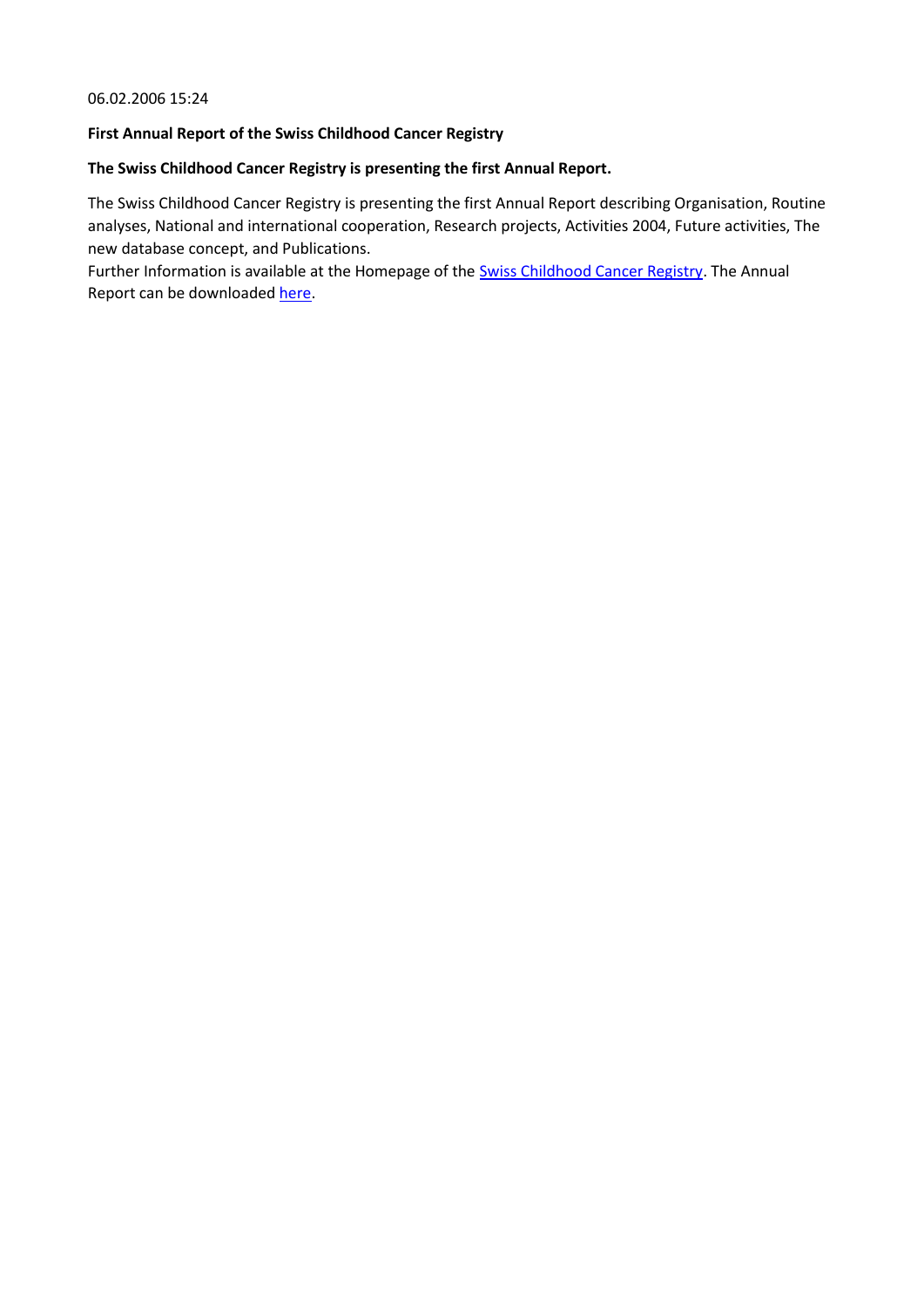06.02.2006 15:24

**First Annual Report of the Swiss Childhood Cancer Registry**

**The Swiss Childhood Cancer Registry is presenting the first Annual Report.**

The Swiss Childhood Cancer Registry is presenting the first Annual Report describing Organisation, Routine analyses, National and international cooperation, Research projects, Activities 2004, Future activities, The new database concept, and Publications.
Further Information is available at the Homepage of the Swiss Childhood Cancer Registry. The Annual Report can be downloaded here.